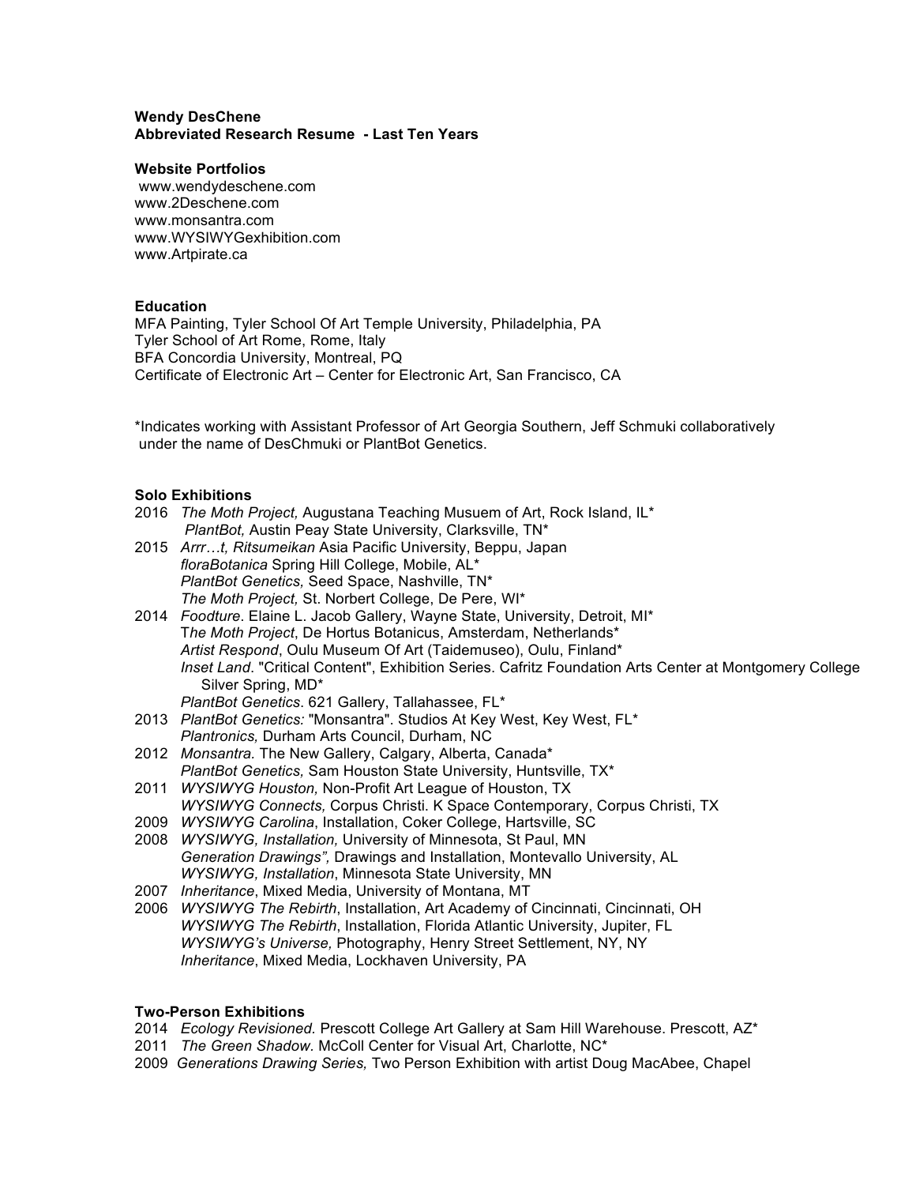**Wendy DesChene**
**Abbreviated Research Resume - Last Ten Years**

**Website Portfolios**
www.wendydeschene.com
www.2Deschene.com
www.monsantra.com
www.WYSIWYGexhibition.com
www.Artpirate.ca

**Education**
MFA Painting, Tyler School Of Art Temple University, Philadelphia, PA
Tyler School of Art Rome, Rome, Italy
BFA Concordia University, Montreal, PQ
Certificate of Electronic Art – Center for Electronic Art, San Francisco, CA

*Indicates working with Assistant Professor of Art Georgia Southern, Jeff Schmuki collaboratively under the name of DesChmuki or PlantBot Genetics.

**Solo Exhibitions**

2016 *The Moth Project,* Augustana Teaching Musuem of Art, Rock Island, IL*
*PlantBot,* Austin Peay State University, Clarksville, TN*

2015 *Arrr…t, Ritsumeikan* Asia Pacific University, Beppu, Japan
*floraBotanica* Spring Hill College, Mobile, AL*
*PlantBot Genetics,* Seed Space, Nashville, TN*
*The Moth Project,* St. Norbert College, De Pere, WI*

2014 *Foodture*. Elaine L. Jacob Gallery, Wayne State, University, Detroit, MI*
T*he Moth Project*, De Hortus Botanicus, Amsterdam, Netherlands*
*Artist Respond*, Oulu Museum Of Art (Taidemuseo), Oulu, Finland*
*Inset Land*. "Critical Content", Exhibition Series. Cafritz Foundation Arts Center at Montgomery College Silver Spring, MD*
*PlantBot Genetics*. 621 Gallery, Tallahassee, FL*

2013 *PlantBot Genetics:* "Monsantra". Studios At Key West, Key West, FL*
*Plantronics,* Durham Arts Council, Durham, NC

2012 *Monsantra.* The New Gallery, Calgary, Alberta, Canada*
*PlantBot Genetics,* Sam Houston State University, Huntsville, TX*

2011 *WYSIWYG Houston,* Non-Profit Art League of Houston, TX
*WYSIWYG Connects,* Corpus Christi. K Space Contemporary, Corpus Christi, TX

2009 *WYSIWYG Carolina*, Installation, Coker College, Hartsville, SC

2008 *WYSIWYG, Installation,* University of Minnesota, St Paul, MN
*Generation Drawings",* Drawings and Installation, Montevallo University, AL
*WYSIWYG, Installation*, Minnesota State University, MN

2007 *Inheritance*, Mixed Media, University of Montana, MT

2006 *WYSIWYG The Rebirth*, Installation, Art Academy of Cincinnati, Cincinnati, OH
*WYSIWYG The Rebirth*, Installation, Florida Atlantic University, Jupiter, FL
*WYSIWYG's Universe,* Photography, Henry Street Settlement, NY, NY
*Inheritance*, Mixed Media, Lockhaven University, PA

**Two-Person Exhibitions**

2014 *Ecology Revisioned.* Prescott College Art Gallery at Sam Hill Warehouse. Prescott, AZ*

2011 *The Green Shadow.* McColl Center for Visual Art, Charlotte, NC*

2009 *Generations Drawing Series,* Two Person Exhibition with artist Doug MacAbee, Chapel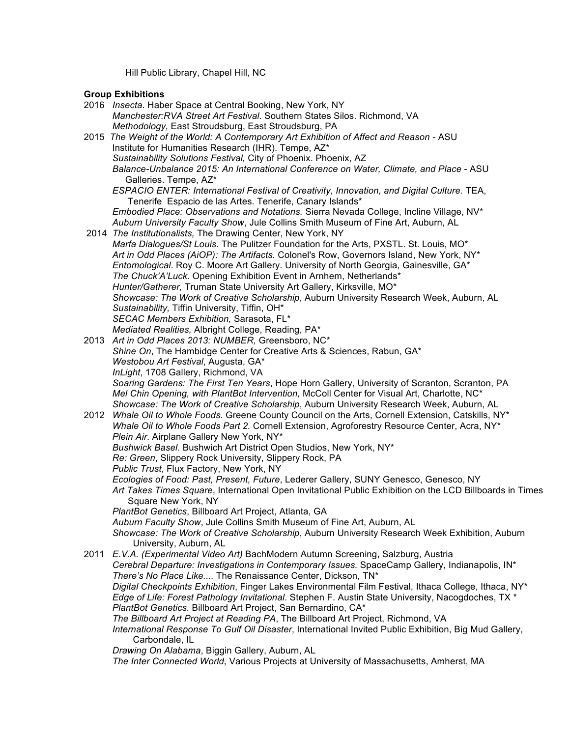Hill Public Library, Chapel Hill, NC

**Group Exhibitions**

2016 *Insecta*. Haber Space at Central Booking, New York, NY
*Manchester:RVA Street Art Festival*. Southern States Silos. Richmond, VA
*Methodology,* East Stroudsburg, East Stroudsburg, PA

2015 *The Weight of the World: A Contemporary Art Exhibition of Affect and Reason* - ASU Institute for Humanities Research (IHR). Tempe, AZ*
*Sustainability Solutions Festival,* City of Phoenix. Phoenix, AZ
*Balance-Unbalance 2015: An International Conference on Water, Climate, and Place* - ASU Galleries. Tempe, AZ*
*ESPACIO ENTER: International Festival of Creativity, Innovation, and Digital Culture.* TEA, Tenerife Espacio de las Artes. Tenerife, Canary Islands*
*Embodied Place: Observations and Notations.* Sierra Nevada College, Incline Village, NV*
*Auburn University Faculty Show*, Jule Collins Smith Museum of Fine Art, Auburn, AL

2014 *The Institutionalists,* The Drawing Center, New York, NY
*Marfa Dialogues/St Louis.* The Pulitzer Foundation for the Arts, PXSTL. St. Louis, MO*
*Art in Odd Places (AiOP): The Artifacts.* Colonel's Row, Governors Island, New York, NY*
*Entomological*. Roy C. Moore Art Gallery. University of North Georgia, Gainesville, GA*
*The Chuck'A'Luck.* Opening Exhibition Event in Arnhem, Netherlands*
*Hunter/Gatherer,* Truman State University Art Gallery, Kirksville, MO*
*Showcase: The Work of Creative Scholarship*, Auburn University Research Week, Auburn, AL
*Sustainability,* Tiffin University, Tiffin, OH*
*SECAC Members Exhibition,* Sarasota, FL*
*Mediated Realities,* Albright College, Reading, PA*

2013 *Art in Odd Places 2013: NUMBER,* Greensboro, NC*
*Shine On*, The Hambidge Center for Creative Arts & Sciences, Rabun, GA*
*Westobou Art Festival*, Augusta, GA*
*InLight*, 1708 Gallery, Richmond, VA
*Soaring Gardens: The First Ten Years*, Hope Horn Gallery, University of Scranton, Scranton, PA
*Mel Chin Opening, with PlantBot Intervention,* McColl Center for Visual Art, Charlotte, NC*
*Showcase: The Work of Creative Scholarship*, Auburn University Research Week, Auburn, AL

2012 *Whale Oil to Whole Foods.* Greene County Council on the Arts, Cornell Extension, Catskills, NY*
*Whale Oil to Whole Foods Part 2.* Cornell Extension, Agroforestry Resource Center, Acra, NY*
*Plein Air.* Airplane Gallery New York, NY*
*Bushwick Basel*. Bushwich Art District Open Studios, New York, NY*
*Re: Green*, Slippery Rock University, Slippery Rock, PA
*Public Trust*, Flux Factory, New York, NY
*Ecologies of Food: Past, Present, Future*, Lederer Gallery, SUNY Genesco, Genesco, NY
*Art Takes Times Square*, International Open Invitational Public Exhibition on the LCD Billboards in Times Square New York, NY
*PlantBot Genetics*, Billboard Art Project, Atlanta, GA
*Auburn Faculty Show*, Jule Collins Smith Museum of Fine Art, Auburn, AL
*Showcase: The Work of Creative Scholarship*, Auburn University Research Week Exhibition, Auburn University, Auburn, AL

2011 *E.V.A. (Experimental Video Art)* BachModern Autumn Screening, Salzburg, Austria
*Cerebral Departure: Investigations in Contemporary Issues.* SpaceCamp Gallery, Indianapolis, IN*
*There's No Place Like....* The Renaissance Center, Dickson, TN*
*Digital Checkpoints Exhibition*, Finger Lakes Environmental Film Festival, Ithaca College, Ithaca, NY*
*Edge of Life: Forest Pathology Invitational*. Stephen F. Austin State University, Nacogdoches, TX *
*PlantBot Genetics.* Billboard Art Project, San Bernardino, CA*
*The Billboard Art Project at Reading PA*, The Billboard Art Project, Richmond, VA
*International Response To Gulf Oil Disaster*, International Invited Public Exhibition, Big Mud Gallery, Carbondale, IL
*Drawing On Alabama*, Biggin Gallery, Auburn, AL
*The Inter Connected World*, Various Projects at University of Massachusetts, Amherst, MA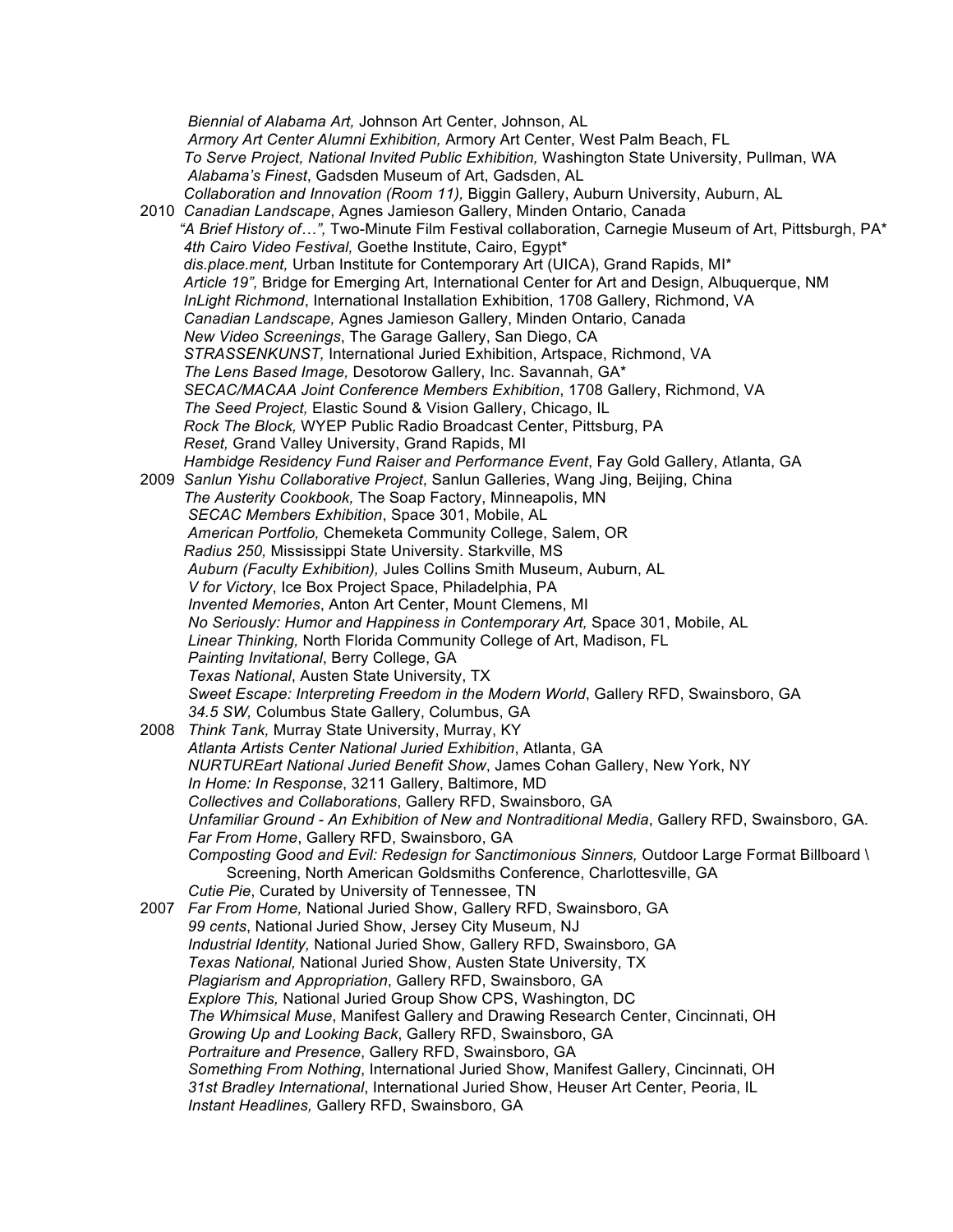*Biennial of Alabama Art,* Johnson Art Center, Johnson, AL
*Armory Art Center Alumni Exhibition,* Armory Art Center, West Palm Beach, FL
*To Serve Project, National Invited Public Exhibition,* Washington State University, Pullman, WA
*Alabama's Finest*, Gadsden Museum of Art, Gadsden, AL
*Collaboration and Innovation (Room 11),* Biggin Gallery, Auburn University, Auburn, AL

2010 *Canadian Landscape*, Agnes Jamieson Gallery, Minden Ontario, Canada
*"A Brief History of…",* Two-Minute Film Festival collaboration, Carnegie Museum of Art, Pittsburgh, PA*
*4th Cairo Video Festival,* Goethe Institute, Cairo, Egypt*
*dis.place.ment,* Urban Institute for Contemporary Art (UICA), Grand Rapids, MI*
*Article 19",* Bridge for Emerging Art, International Center for Art and Design, Albuquerque, NM
*InLight Richmond*, International Installation Exhibition, 1708 Gallery, Richmond, VA
*Canadian Landscape,* Agnes Jamieson Gallery, Minden Ontario, Canada
*New Video Screenings*, The Garage Gallery, San Diego, CA
*STRASSENKUNST,* International Juried Exhibition, Artspace, Richmond, VA
*The Lens Based Image,* Desotorow Gallery, Inc. Savannah, GA*
*SECAC/MACAA Joint Conference Members Exhibition*, 1708 Gallery, Richmond, VA
*The Seed Project,* Elastic Sound & Vision Gallery, Chicago, IL
*Rock The Block,* WYEP Public Radio Broadcast Center, Pittsburg, PA
*Reset,* Grand Valley University, Grand Rapids, MI
*Hambidge Residency Fund Raiser and Performance Event*, Fay Gold Gallery, Atlanta, GA

2009 *Sanlun Yishu Collaborative Project*, Sanlun Galleries, Wang Jing, Beijing, China
*The Austerity Cookbook,* The Soap Factory, Minneapolis, MN
*SECAC Members Exhibition*, Space 301, Mobile, AL
*American Portfolio,* Chemeketa Community College, Salem, OR
*Radius 250,* Mississippi State University. Starkville, MS
*Auburn (Faculty Exhibition),* Jules Collins Smith Museum, Auburn, AL
*V for Victory*, Ice Box Project Space, Philadelphia, PA
*Invented Memories*, Anton Art Center, Mount Clemens, MI
*No Seriously: Humor and Happiness in Contemporary Art,* Space 301, Mobile, AL
*Linear Thinking,* North Florida Community College of Art, Madison, FL
*Painting Invitational*, Berry College, GA
*Texas National*, Austen State University, TX
*Sweet Escape: Interpreting Freedom in the Modern World*, Gallery RFD, Swainsboro, GA
*34.5 SW,* Columbus State Gallery, Columbus, GA

2008 *Think Tank,* Murray State University, Murray, KY
*Atlanta Artists Center National Juried Exhibition*, Atlanta, GA
*NURTUREart National Juried Benefit Show*, James Cohan Gallery, New York, NY
*In Home: In Response*, 3211 Gallery, Baltimore, MD
*Collectives and Collaborations*, Gallery RFD, Swainsboro, GA
*Unfamiliar Ground - An Exhibition of New and Nontraditional Media*, Gallery RFD, Swainsboro, GA.
*Far From Home*, Gallery RFD, Swainsboro, GA
*Composting Good and Evil: Redesign for Sanctimonious Sinners,* Outdoor Large Format Billboard \ Screening, North American Goldsmiths Conference, Charlottesville, GA
*Cutie Pie*, Curated by University of Tennessee, TN

2007 *Far From Home,* National Juried Show, Gallery RFD, Swainsboro, GA
*99 cents*, National Juried Show, Jersey City Museum, NJ
*Industrial Identity,* National Juried Show, Gallery RFD, Swainsboro, GA
*Texas National,* National Juried Show, Austen State University, TX
*Plagiarism and Appropriation*, Gallery RFD, Swainsboro, GA
*Explore This,* National Juried Group Show CPS, Washington, DC
*The Whimsical Muse*, Manifest Gallery and Drawing Research Center, Cincinnati, OH
*Growing Up and Looking Back*, Gallery RFD, Swainsboro, GA
*Portraiture and Presence*, Gallery RFD, Swainsboro, GA
*Something From Nothing*, International Juried Show, Manifest Gallery, Cincinnati, OH
*31st Bradley International*, International Juried Show, Heuser Art Center, Peoria, IL
*Instant Headlines,* Gallery RFD, Swainsboro, GA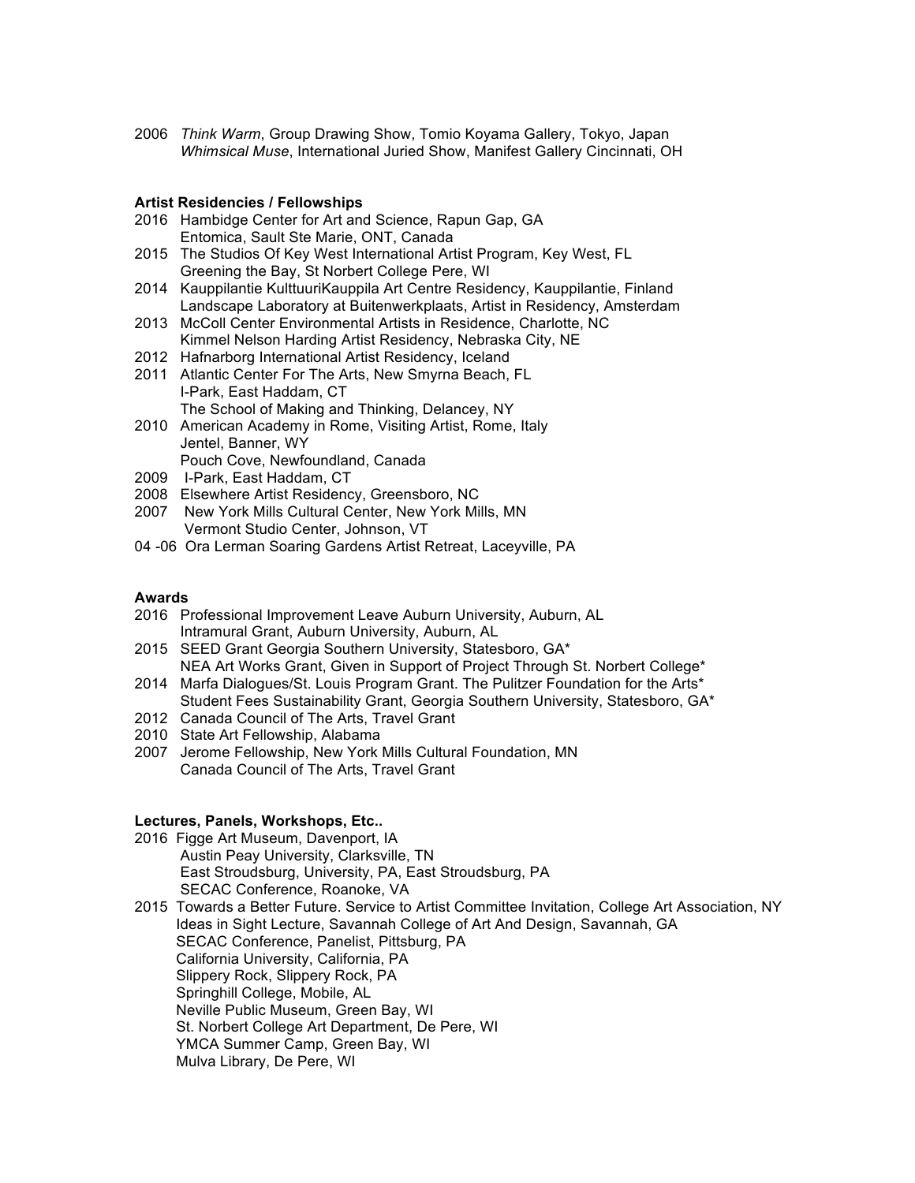2006 *Think Warm*, Group Drawing Show, Tomio Koyama Gallery, Tokyo, Japan
*Whimsical Muse*, International Juried Show, Manifest Gallery Cincinnati, OH

**Artist Residencies / Fellowships**

2016 Hambidge Center for Art and Science, Rapun Gap, GA
Entomica, Sault Ste Marie, ONT, Canada
2015 The Studios Of Key West International Artist Program, Key West, FL
Greening the Bay, St Norbert College Pere, WI
2014 Kauppilantie KulttuuriKauppila Art Centre Residency, Kauppilantie, Finland
Landscape Laboratory at Buitenwerkplaats, Artist in Residency, Amsterdam
2013 McColl Center Environmental Artists in Residence, Charlotte, NC
Kimmel Nelson Harding Artist Residency, Nebraska City, NE
2012 Hafnarborg International Artist Residency, Iceland
2011 Atlantic Center For The Arts, New Smyrna Beach, FL
I-Park, East Haddam, CT
The School of Making and Thinking, Delancey, NY
2010 American Academy in Rome, Visiting Artist, Rome, Italy
Jentel, Banner, WY
Pouch Cove, Newfoundland, Canada
2009 I-Park, East Haddam, CT
2008 Elsewhere Artist Residency, Greensboro, NC
2007 New York Mills Cultural Center, New York Mills, MN
Vermont Studio Center, Johnson, VT
04 -06 Ora Lerman Soaring Gardens Artist Retreat, Laceyville, PA

**Awards**

2016 Professional Improvement Leave Auburn University, Auburn, AL
Intramural Grant, Auburn University, Auburn, AL
2015 SEED Grant Georgia Southern University, Statesboro, GA*
NEA Art Works Grant, Given in Support of Project Through St. Norbert College*
2014 Marfa Dialogues/St. Louis Program Grant. The Pulitzer Foundation for the Arts*
Student Fees Sustainability Grant, Georgia Southern University, Statesboro, GA*
2012 Canada Council of The Arts, Travel Grant
2010 State Art Fellowship, Alabama
2007 Jerome Fellowship, New York Mills Cultural Foundation, MN
Canada Council of The Arts, Travel Grant

**Lectures, Panels, Workshops, Etc..**

2016 Figge Art Museum, Davenport, IA
Austin Peay University, Clarksville, TN
East Stroudsburg, University, PA, East Stroudsburg, PA
SECAC Conference, Roanoke, VA
2015 Towards a Better Future. Service to Artist Committee Invitation, College Art Association, NY
Ideas in Sight Lecture, Savannah College of Art And Design, Savannah, GA
SECAC Conference, Panelist, Pittsburg, PA
California University, California, PA
Slippery Rock, Slippery Rock, PA
Springhill College, Mobile, AL
Neville Public Museum, Green Bay, WI
St. Norbert College Art Department, De Pere, WI
YMCA Summer Camp, Green Bay, WI
Mulva Library, De Pere, WI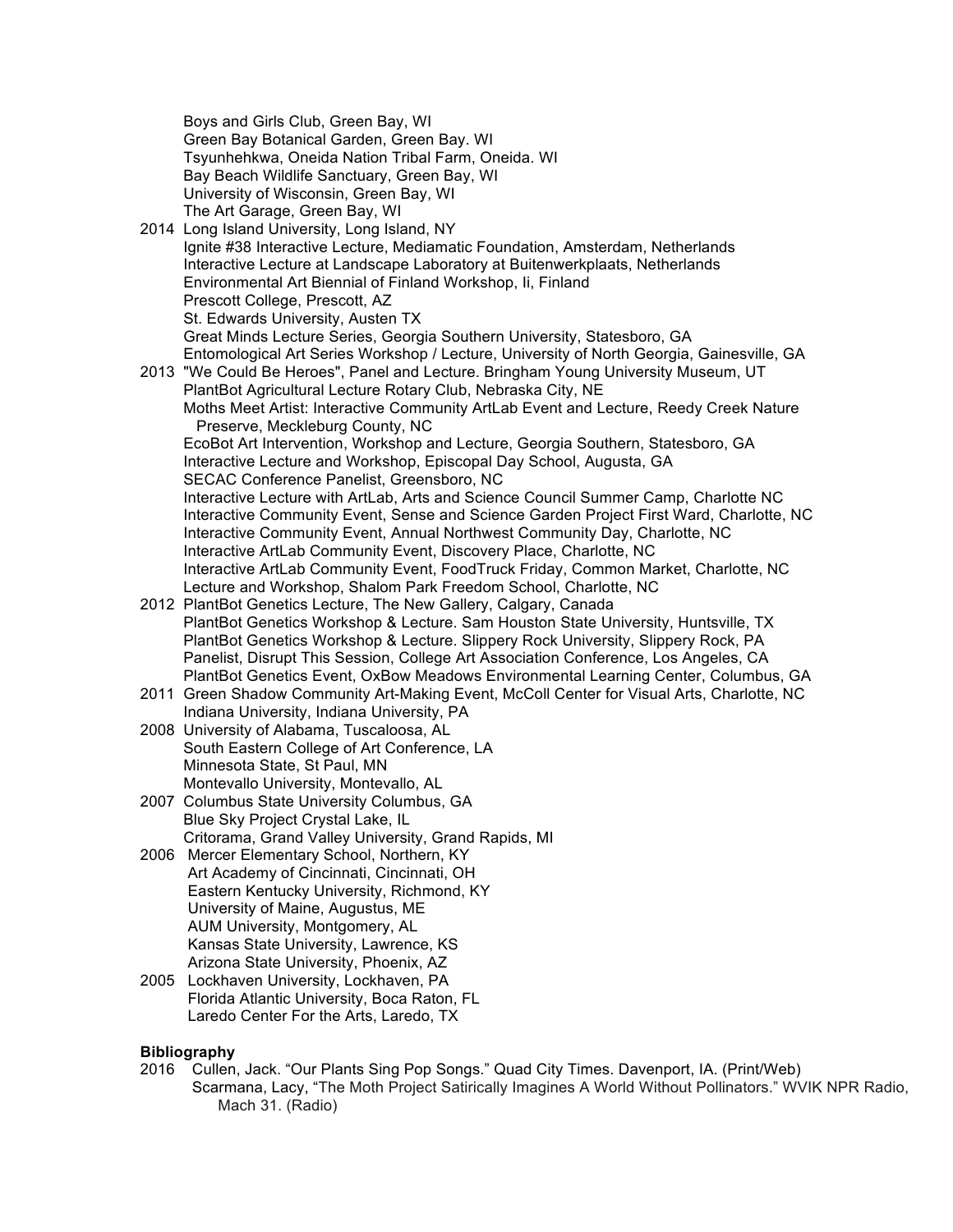Boys and Girls Club, Green Bay, WI
Green Bay Botanical Garden, Green Bay. WI
Tsyunhehkwa, Oneida Nation Tribal Farm, Oneida. WI
Bay Beach Wildlife Sanctuary, Green Bay, WI
University of Wisconsin, Green Bay, WI
The Art Garage, Green Bay, WI

2014 Long Island University, Long Island, NY
Ignite #38 Interactive Lecture, Mediamatic Foundation, Amsterdam, Netherlands
Interactive Lecture at Landscape Laboratory at Buitenwerkplaats, Netherlands
Environmental Art Biennial of Finland Workshop, Ii, Finland
Prescott College, Prescott, AZ
St. Edwards University, Austen TX
Great Minds Lecture Series, Georgia Southern University, Statesboro, GA
Entomological Art Series Workshop / Lecture, University of North Georgia, Gainesville, GA

2013 "We Could Be Heroes", Panel and Lecture. Bringham Young University Museum, UT
PlantBot Agricultural Lecture Rotary Club, Nebraska City, NE
Moths Meet Artist: Interactive Community ArtLab Event and Lecture, Reedy Creek Nature Preserve, Meckleburg County, NC
EcoBot Art Intervention, Workshop and Lecture, Georgia Southern, Statesboro, GA
Interactive Lecture and Workshop, Episcopal Day School, Augusta, GA
SECAC Conference Panelist, Greensboro, NC
Interactive Lecture with ArtLab, Arts and Science Council Summer Camp, Charlotte NC
Interactive Community Event, Sense and Science Garden Project First Ward, Charlotte, NC
Interactive Community Event, Annual Northwest Community Day, Charlotte, NC
Interactive ArtLab Community Event, Discovery Place, Charlotte, NC
Interactive ArtLab Community Event, FoodTruck Friday, Common Market, Charlotte, NC
Lecture and Workshop, Shalom Park Freedom School, Charlotte, NC

2012 PlantBot Genetics Lecture, The New Gallery, Calgary, Canada
PlantBot Genetics Workshop & Lecture. Sam Houston State University, Huntsville, TX
PlantBot Genetics Workshop & Lecture. Slippery Rock University, Slippery Rock, PA
Panelist, Disrupt This Session, College Art Association Conference, Los Angeles, CA
PlantBot Genetics Event, OxBow Meadows Environmental Learning Center, Columbus, GA

2011 Green Shadow Community Art-Making Event, McColl Center for Visual Arts, Charlotte, NC
Indiana University, Indiana University, PA

2008 University of Alabama, Tuscaloosa, AL
South Eastern College of Art Conference, LA
Minnesota State, St Paul, MN
Montevallo University, Montevallo, AL

2007 Columbus State University Columbus, GA
Blue Sky Project Crystal Lake, IL
Critorama, Grand Valley University, Grand Rapids, MI

2006 Mercer Elementary School, Northern, KY
Art Academy of Cincinnati, Cincinnati, OH
Eastern Kentucky University, Richmond, KY
University of Maine, Augustus, ME
AUM University, Montgomery, AL
Kansas State University, Lawrence, KS
Arizona State University, Phoenix, AZ

2005 Lockhaven University, Lockhaven, PA
Florida Atlantic University, Boca Raton, FL
Laredo Center For the Arts, Laredo, TX

**Bibliography**

2016 Cullen, Jack. "Our Plants Sing Pop Songs." Quad City Times. Davenport, IA. (Print/Web)
Scarmana, Lacy, "The Moth Project Satirically Imagines A World Without Pollinators." WVIK NPR Radio, Mach 31. (Radio)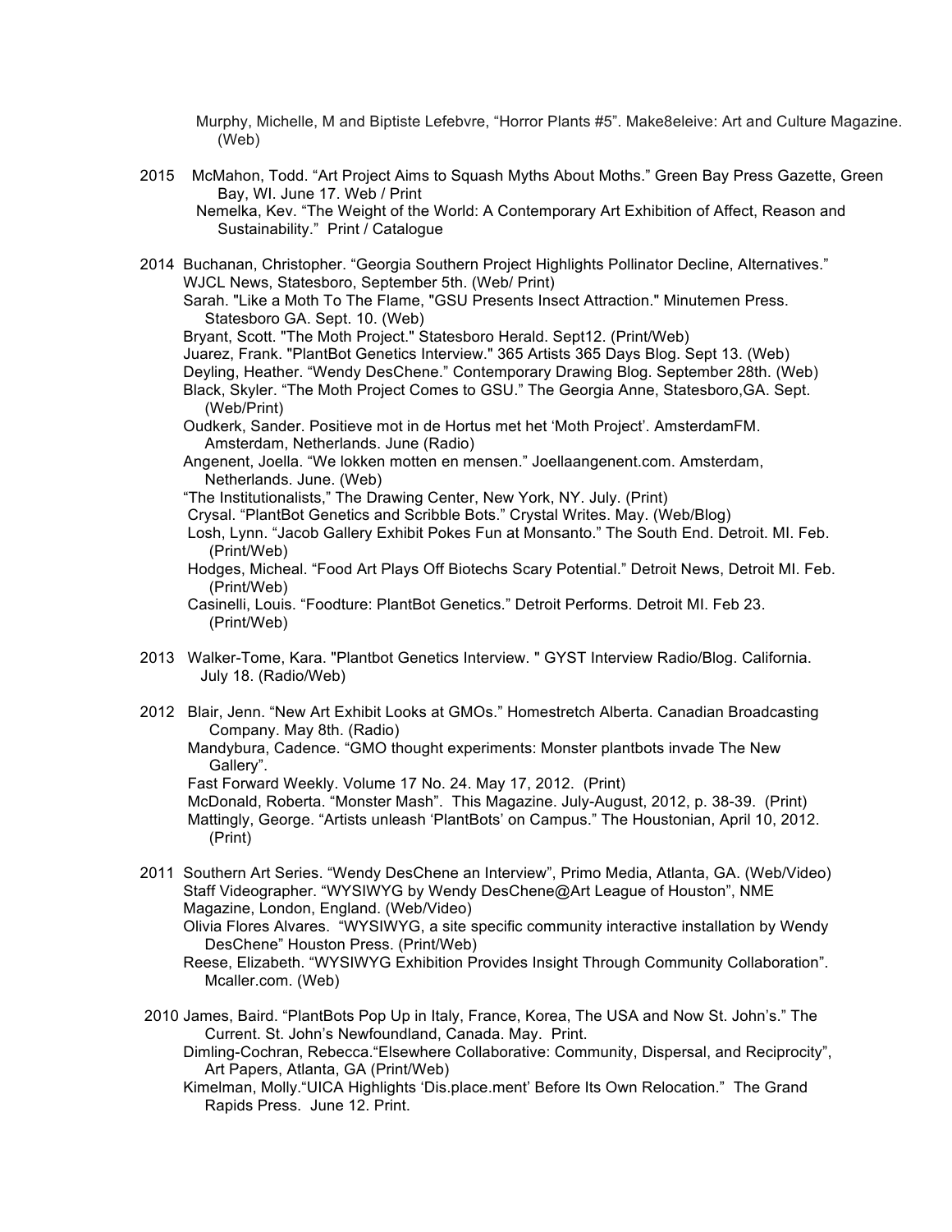Murphy, Michelle, M and Biptiste Lefebvre, “Horror Plants #5”. Make8eleive: Art and Culture Magazine. (Web)

2015 McMahon, Todd. “Art Project Aims to Squash Myths About Moths.” Green Bay Press Gazette, Green Bay, WI. June 17. Web / Print
Nemelka, Kev. “The Weight of the World: A Contemporary Art Exhibition of Affect, Reason and Sustainability.” Print / Catalogue

2014 Buchanan, Christopher. “Georgia Southern Project Highlights Pollinator Decline, Alternatives.” WJCL News, Statesboro, September 5th. (Web/ Print)
Sarah. "Like a Moth To The Flame, "GSU Presents Insect Attraction." Minutemen Press. Statesboro GA. Sept. 10. (Web)
Bryant, Scott. "The Moth Project." Statesboro Herald. Sept12. (Print/Web)
Juarez, Frank. "PlantBot Genetics Interview." 365 Artists 365 Days Blog. Sept 13. (Web)
Deyling, Heather. “Wendy DesChene.” Contemporary Drawing Blog. September 28th. (Web)
Black, Skyler. “The Moth Project Comes to GSU.” The Georgia Anne, Statesboro,GA. Sept. (Web/Print)
Oudkerk, Sander. Positieve mot in de Hortus met het ‘Moth Project’. AmsterdamFM. Amsterdam, Netherlands. June (Radio)
Angenent, Joella. “We lokken motten en mensen.” Joellaangenent.com. Amsterdam, Netherlands. June. (Web)
“The Institutionalists,” The Drawing Center, New York, NY. July. (Print)
Crysal. “PlantBot Genetics and Scribble Bots.” Crystal Writes. May. (Web/Blog)
Losh, Lynn. “Jacob Gallery Exhibit Pokes Fun at Monsanto.” The South End. Detroit. MI. Feb. (Print/Web)
Hodges, Micheal. “Food Art Plays Off Biotechs Scary Potential.” Detroit News, Detroit MI. Feb. (Print/Web)
Casinelli, Louis. “Foodture: PlantBot Genetics.” Detroit Performs. Detroit MI. Feb 23. (Print/Web)

2013 Walker-Tome, Kara. "Plantbot Genetics Interview. " GYST Interview Radio/Blog. California. July 18. (Radio/Web)

2012 Blair, Jenn. “New Art Exhibit Looks at GMOs.” Homestretch Alberta. Canadian Broadcasting Company. May 8th. (Radio)
Mandybura, Cadence. “GMO thought experiments: Monster plantbots invade The New Gallery”.
Fast Forward Weekly. Volume 17 No. 24. May 17, 2012. (Print)
McDonald, Roberta. “Monster Mash”. This Magazine. July-August, 2012, p. 38-39. (Print)
Mattingly, George. “Artists unleash ‘PlantBots’ on Campus.” The Houstonian, April 10, 2012. (Print)

2011 Southern Art Series. “Wendy DesChene an Interview”, Primo Media, Atlanta, GA. (Web/Video)
Staff Videographer. “WYSIWYG by Wendy DesChene@Art League of Houston”, NME Magazine, London, England. (Web/Video)
Olivia Flores Alvares. “WYSIWYG, a site specific community interactive installation by Wendy DesChene” Houston Press. (Print/Web)
Reese, Elizabeth. “WYSIWYG Exhibition Provides Insight Through Community Collaboration”. Mcaller.com. (Web)

2010 James, Baird. “PlantBots Pop Up in Italy, France, Korea, The USA and Now St. John’s.” The Current. St. John’s Newfoundland, Canada. May. Print.
Dimling-Cochran, Rebecca.“Elsewhere Collaborative: Community, Dispersal, and Reciprocity”, Art Papers, Atlanta, GA (Print/Web)
Kimelman, Molly.“UICA Highlights ‘Dis.place.ment’ Before Its Own Relocation.” The Grand Rapids Press. June 12. Print.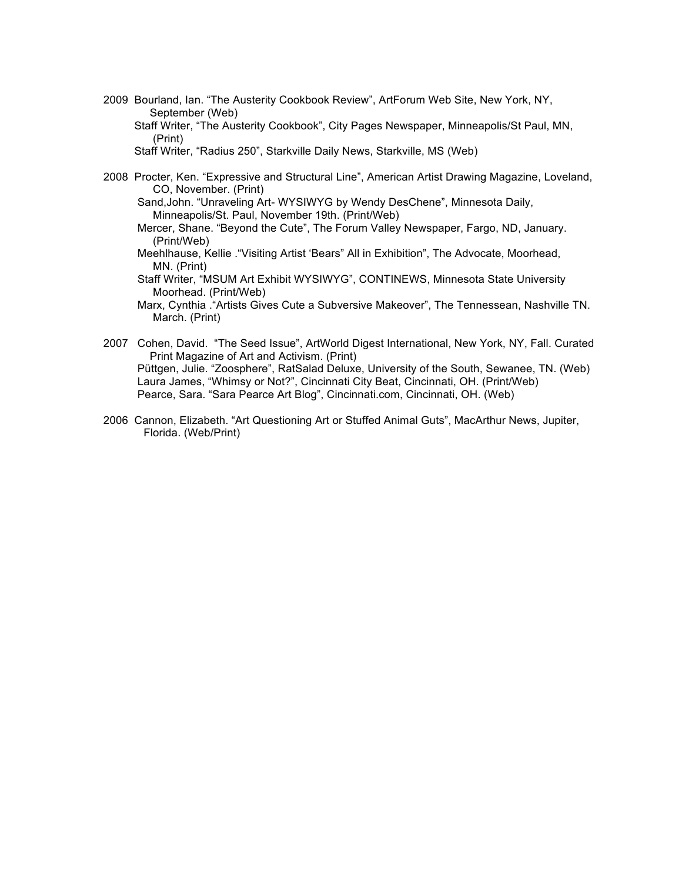2009 Bourland, Ian. "The Austerity Cookbook Review", ArtForum Web Site, New York, NY, September (Web)

Staff Writer, "The Austerity Cookbook", City Pages Newspaper, Minneapolis/St Paul, MN, (Print)

Staff Writer, "Radius 250", Starkville Daily News, Starkville, MS (Web)

2008 Procter, Ken. "Expressive and Structural Line", American Artist Drawing Magazine, Loveland, CO, November. (Print)

Sand,John. "Unraveling Art- WYSIWYG by Wendy DesChene", Minnesota Daily, Minneapolis/St. Paul, November 19th. (Print/Web)

Mercer, Shane. "Beyond the Cute", The Forum Valley Newspaper, Fargo, ND, January. (Print/Web)

Meehlhause, Kellie ."Visiting Artist 'Bears" All in Exhibition", The Advocate, Moorhead, MN. (Print)

Staff Writer, "MSUM Art Exhibit WYSIWYG", CONTINEWS, Minnesota State University Moorhead. (Print/Web)

Marx, Cynthia ."Artists Gives Cute a Subversive Makeover", The Tennessean, Nashville TN. March. (Print)

2007 Cohen, David. "The Seed Issue", ArtWorld Digest International, New York, NY, Fall. Curated Print Magazine of Art and Activism. (Print)

Püttgen, Julie. "Zoosphere", RatSalad Deluxe, University of the South, Sewanee, TN. (Web)

Laura James, "Whimsy or Not?", Cincinnati City Beat, Cincinnati, OH. (Print/Web)

Pearce, Sara. "Sara Pearce Art Blog", Cincinnati.com, Cincinnati, OH. (Web)

2006 Cannon, Elizabeth. "Art Questioning Art or Stuffed Animal Guts", MacArthur News, Jupiter, Florida. (Web/Print)